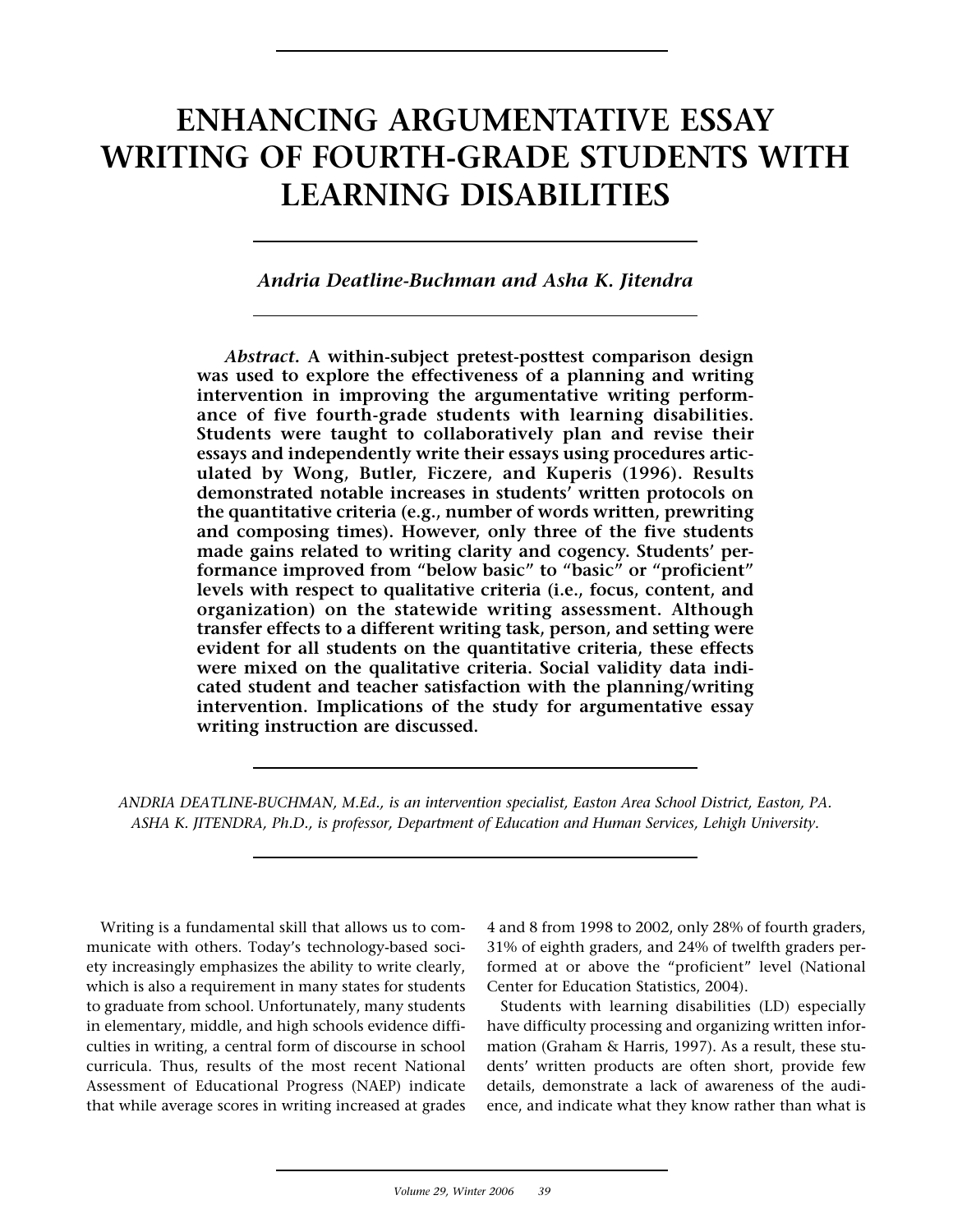# ENHANCING ARGUMENTATIVE ESSAY WRITING OF FOURTH-GRADE STUDENTS WITH LEARNING DISABILITIES

*Andria Deatline-Buchman and Asha K. Jitendra*

***Abstract.*** **A within-subject pretest-posttest comparison design was used to explore the effectiveness of a planning and writing intervention in improving the argumentative writing performance of five fourth-grade students with learning disabilities. Students were taught to collaboratively plan and revise their essays and independently write their essays using procedures articulated by Wong, Butler, Ficzere, and Kuperis (1996). Results demonstrated notable increases in students' written protocols on the quantitative criteria (e.g., number of words written, prewriting and composing times). However, only three of the five students made gains related to writing clarity and cogency. Students' performance improved from "below basic" to "basic" or "proficient" levels with respect to qualitative criteria (i.e., focus, content, and organization) on the statewide writing assessment. Although transfer effects to a different writing task, person, and setting were evident for all students on the quantitative criteria, these effects were mixed on the qualitative criteria. Social validity data indicated student and teacher satisfaction with the planning/writing intervention. Implications of the study for argumentative essay writing instruction are discussed.**

*ANDRIA DEATLINE-BUCHMAN, M.Ed., is an intervention specialist, Easton Area School District, Easton, PA.*
*ASHA K. JITENDRA, Ph.D., is professor, Department of Education and Human Services, Lehigh University.*

Writing is a fundamental skill that allows us to communicate with others. Today's technology-based society increasingly emphasizes the ability to write clearly, which is also a requirement in many states for students to graduate from school. Unfortunately, many students in elementary, middle, and high schools evidence difficulties in writing, a central form of discourse in school curricula. Thus, results of the most recent National Assessment of Educational Progress (NAEP) indicate that while average scores in writing increased at grades 4 and 8 from 1998 to 2002, only 28% of fourth graders, 31% of eighth graders, and 24% of twelfth graders performed at or above the "proficient" level (National Center for Education Statistics, 2004).

Students with learning disabilities (LD) especially have difficulty processing and organizing written information (Graham & Harris, 1997). As a result, these students' written products are often short, provide few details, demonstrate a lack of awareness of the audience, and indicate what they know rather than what is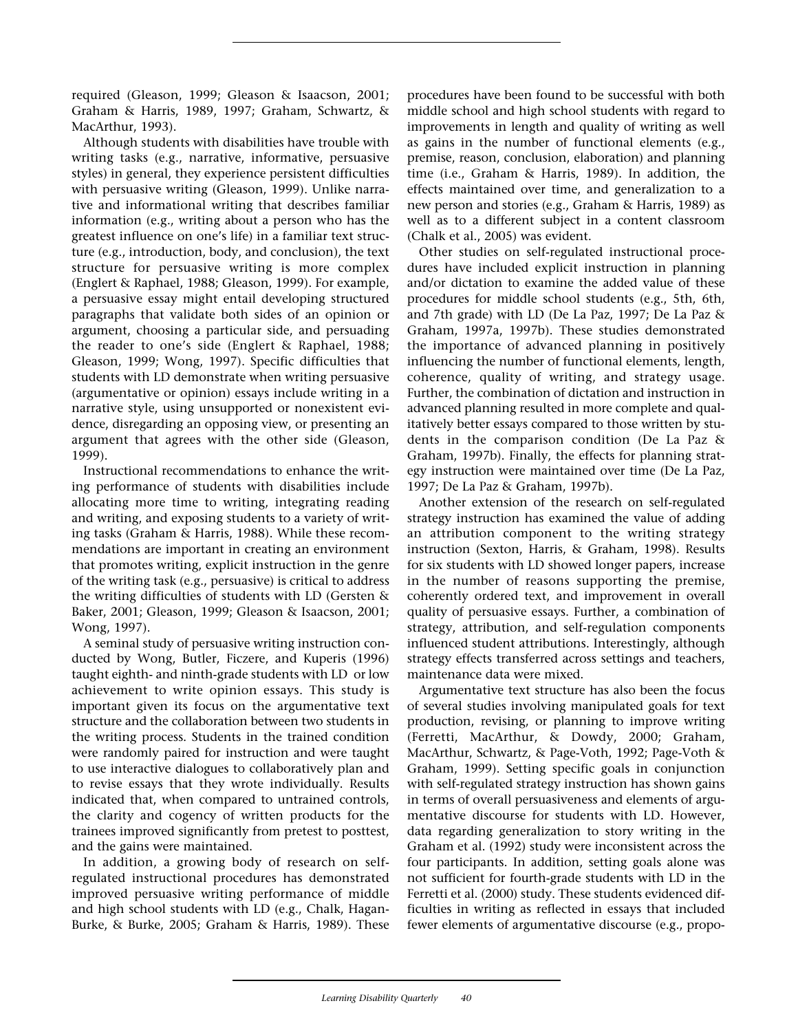required (Gleason, 1999; Gleason & Isaacson, 2001; Graham & Harris, 1989, 1997; Graham, Schwartz, & MacArthur, 1993).

Although students with disabilities have trouble with writing tasks (e.g., narrative, informative, persuasive styles) in general, they experience persistent difficulties with persuasive writing (Gleason, 1999). Unlike narrative and informational writing that describes familiar information (e.g., writing about a person who has the greatest influence on one's life) in a familiar text structure (e.g., introduction, body, and conclusion), the text structure for persuasive writing is more complex (Englert & Raphael, 1988; Gleason, 1999). For example, a persuasive essay might entail developing structured paragraphs that validate both sides of an opinion or argument, choosing a particular side, and persuading the reader to one's side (Englert & Raphael, 1988; Gleason, 1999; Wong, 1997). Specific difficulties that students with LD demonstrate when writing persuasive (argumentative or opinion) essays include writing in a narrative style, using unsupported or nonexistent evidence, disregarding an opposing view, or presenting an argument that agrees with the other side (Gleason, 1999).

Instructional recommendations to enhance the writing performance of students with disabilities include allocating more time to writing, integrating reading and writing, and exposing students to a variety of writing tasks (Graham & Harris, 1988). While these recommendations are important in creating an environment that promotes writing, explicit instruction in the genre of the writing task (e.g., persuasive) is critical to address the writing difficulties of students with LD (Gersten & Baker, 2001; Gleason, 1999; Gleason & Isaacson, 2001; Wong, 1997).

A seminal study of persuasive writing instruction conducted by Wong, Butler, Ficzere, and Kuperis (1996) taught eighth- and ninth-grade students with LD or low achievement to write opinion essays. This study is important given its focus on the argumentative text structure and the collaboration between two students in the writing process. Students in the trained condition were randomly paired for instruction and were taught to use interactive dialogues to collaboratively plan and to revise essays that they wrote individually. Results indicated that, when compared to untrained controls, the clarity and cogency of written products for the trainees improved significantly from pretest to posttest, and the gains were maintained.

In addition, a growing body of research on self-regulated instructional procedures has demonstrated improved persuasive writing performance of middle and high school students with LD (e.g., Chalk, Hagan-Burke, & Burke, 2005; Graham & Harris, 1989). These procedures have been found to be successful with both middle school and high school students with regard to improvements in length and quality of writing as well as gains in the number of functional elements (e.g., premise, reason, conclusion, elaboration) and planning time (i.e., Graham & Harris, 1989). In addition, the effects maintained over time, and generalization to a new person and stories (e.g., Graham & Harris, 1989) as well as to a different subject in a content classroom (Chalk et al., 2005) was evident.

Other studies on self-regulated instructional procedures have included explicit instruction in planning and/or dictation to examine the added value of these procedures for middle school students (e.g., 5th, 6th, and 7th grade) with LD (De La Paz, 1997; De La Paz & Graham, 1997a, 1997b). These studies demonstrated the importance of advanced planning in positively influencing the number of functional elements, length, coherence, quality of writing, and strategy usage. Further, the combination of dictation and instruction in advanced planning resulted in more complete and qualitatively better essays compared to those written by students in the comparison condition (De La Paz & Graham, 1997b). Finally, the effects for planning strategy instruction were maintained over time (De La Paz, 1997; De La Paz & Graham, 1997b).

Another extension of the research on self-regulated strategy instruction has examined the value of adding an attribution component to the writing strategy instruction (Sexton, Harris, & Graham, 1998). Results for six students with LD showed longer papers, increase in the number of reasons supporting the premise, coherently ordered text, and improvement in overall quality of persuasive essays. Further, a combination of strategy, attribution, and self-regulation components influenced student attributions. Interestingly, although strategy effects transferred across settings and teachers, maintenance data were mixed.

Argumentative text structure has also been the focus of several studies involving manipulated goals for text production, revising, or planning to improve writing (Ferretti, MacArthur, & Dowdy, 2000; Graham, MacArthur, Schwartz, & Page-Voth, 1992; Page-Voth & Graham, 1999). Setting specific goals in conjunction with self-regulated strategy instruction has shown gains in terms of overall persuasiveness and elements of argumentative discourse for students with LD. However, data regarding generalization to story writing in the Graham et al. (1992) study were inconsistent across the four participants. In addition, setting goals alone was not sufficient for fourth-grade students with LD in the Ferretti et al. (2000) study. These students evidenced difficulties in writing as reflected in essays that included fewer elements of argumentative discourse (e.g., propo-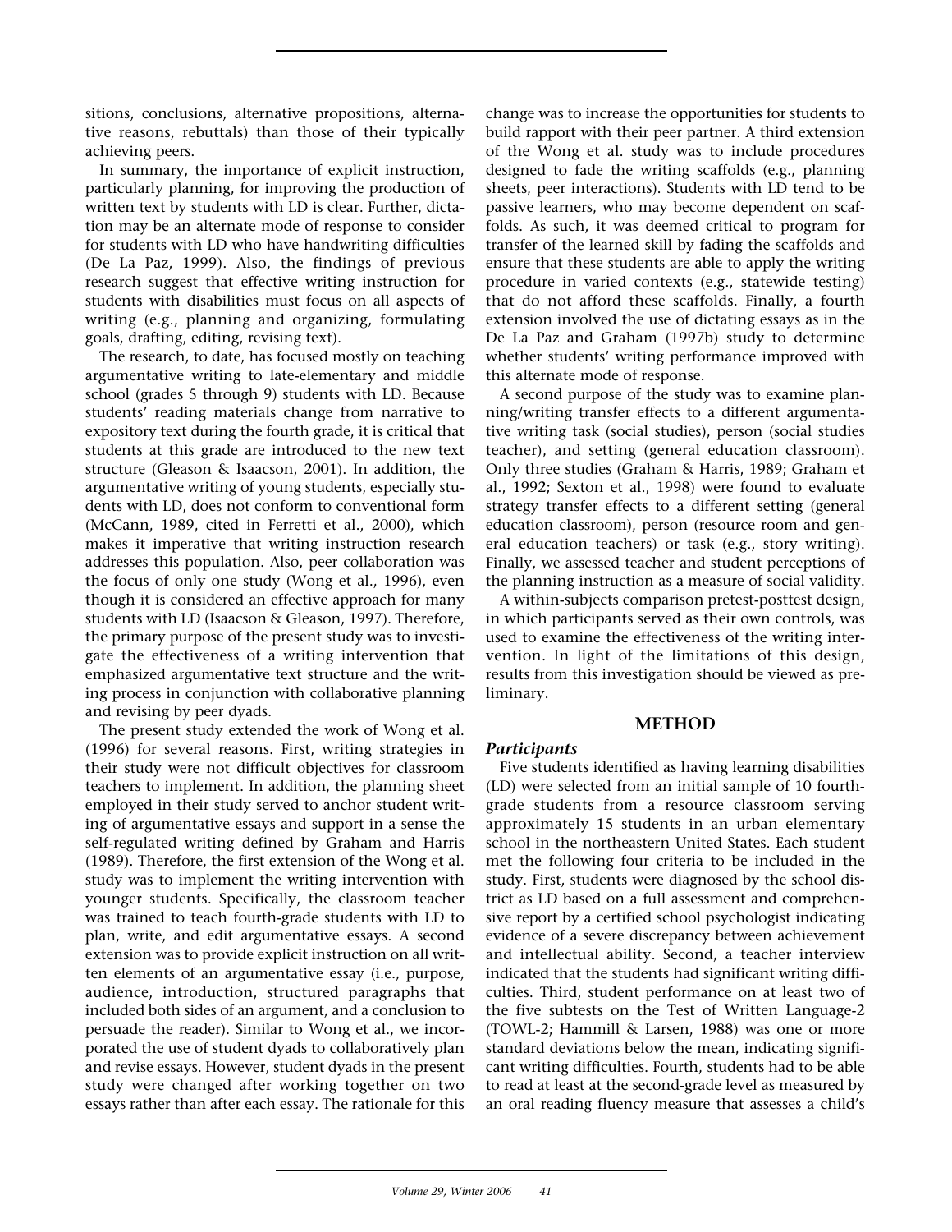sitions, conclusions, alternative propositions, alternative reasons, rebuttals) than those of their typically achieving peers.

In summary, the importance of explicit instruction, particularly planning, for improving the production of written text by students with LD is clear. Further, dictation may be an alternate mode of response to consider for students with LD who have handwriting difficulties (De La Paz, 1999). Also, the findings of previous research suggest that effective writing instruction for students with disabilities must focus on all aspects of writing (e.g., planning and organizing, formulating goals, drafting, editing, revising text).

The research, to date, has focused mostly on teaching argumentative writing to late-elementary and middle school (grades 5 through 9) students with LD. Because students' reading materials change from narrative to expository text during the fourth grade, it is critical that students at this grade are introduced to the new text structure (Gleason & Isaacson, 2001). In addition, the argumentative writing of young students, especially students with LD, does not conform to conventional form (McCann, 1989, cited in Ferretti et al., 2000), which makes it imperative that writing instruction research addresses this population. Also, peer collaboration was the focus of only one study (Wong et al., 1996), even though it is considered an effective approach for many students with LD (Isaacson & Gleason, 1997). Therefore, the primary purpose of the present study was to investigate the effectiveness of a writing intervention that emphasized argumentative text structure and the writing process in conjunction with collaborative planning and revising by peer dyads.

The present study extended the work of Wong et al. (1996) for several reasons. First, writing strategies in their study were not difficult objectives for classroom teachers to implement. In addition, the planning sheet employed in their study served to anchor student writing of argumentative essays and support in a sense the self-regulated writing defined by Graham and Harris (1989). Therefore, the first extension of the Wong et al. study was to implement the writing intervention with younger students. Specifically, the classroom teacher was trained to teach fourth-grade students with LD to plan, write, and edit argumentative essays. A second extension was to provide explicit instruction on all written elements of an argumentative essay (i.e., purpose, audience, introduction, structured paragraphs that included both sides of an argument, and a conclusion to persuade the reader). Similar to Wong et al., we incorporated the use of student dyads to collaboratively plan and revise essays. However, student dyads in the present study were changed after working together on two essays rather than after each essay. The rationale for this change was to increase the opportunities for students to build rapport with their peer partner. A third extension of the Wong et al. study was to include procedures designed to fade the writing scaffolds (e.g., planning sheets, peer interactions). Students with LD tend to be passive learners, who may become dependent on scaffolds. As such, it was deemed critical to program for transfer of the learned skill by fading the scaffolds and ensure that these students are able to apply the writing procedure in varied contexts (e.g., statewide testing) that do not afford these scaffolds. Finally, a fourth extension involved the use of dictating essays as in the De La Paz and Graham (1997b) study to determine whether students' writing performance improved with this alternate mode of response.

A second purpose of the study was to examine planning/writing transfer effects to a different argumentative writing task (social studies), person (social studies teacher), and setting (general education classroom). Only three studies (Graham & Harris, 1989; Graham et al., 1992; Sexton et al., 1998) were found to evaluate strategy transfer effects to a different setting (general education classroom), person (resource room and general education teachers) or task (e.g., story writing). Finally, we assessed teacher and student perceptions of the planning instruction as a measure of social validity.

A within-subjects comparison pretest-posttest design, in which participants served as their own controls, was used to examine the effectiveness of the writing intervention. In light of the limitations of this design, results from this investigation should be viewed as preliminary.

## METHOD

### *Participants*

Five students identified as having learning disabilities (LD) were selected from an initial sample of 10 fourth-grade students from a resource classroom serving approximately 15 students in an urban elementary school in the northeastern United States. Each student met the following four criteria to be included in the study. First, students were diagnosed by the school district as LD based on a full assessment and comprehensive report by a certified school psychologist indicating evidence of a severe discrepancy between achievement and intellectual ability. Second, a teacher interview indicated that the students had significant writing difficulties. Third, student performance on at least two of the five subtests on the Test of Written Language-2 (TOWL-2; Hammill & Larsen, 1988) was one or more standard deviations below the mean, indicating significant writing difficulties. Fourth, students had to be able to read at least at the second-grade level as measured by an oral reading fluency measure that assesses a child's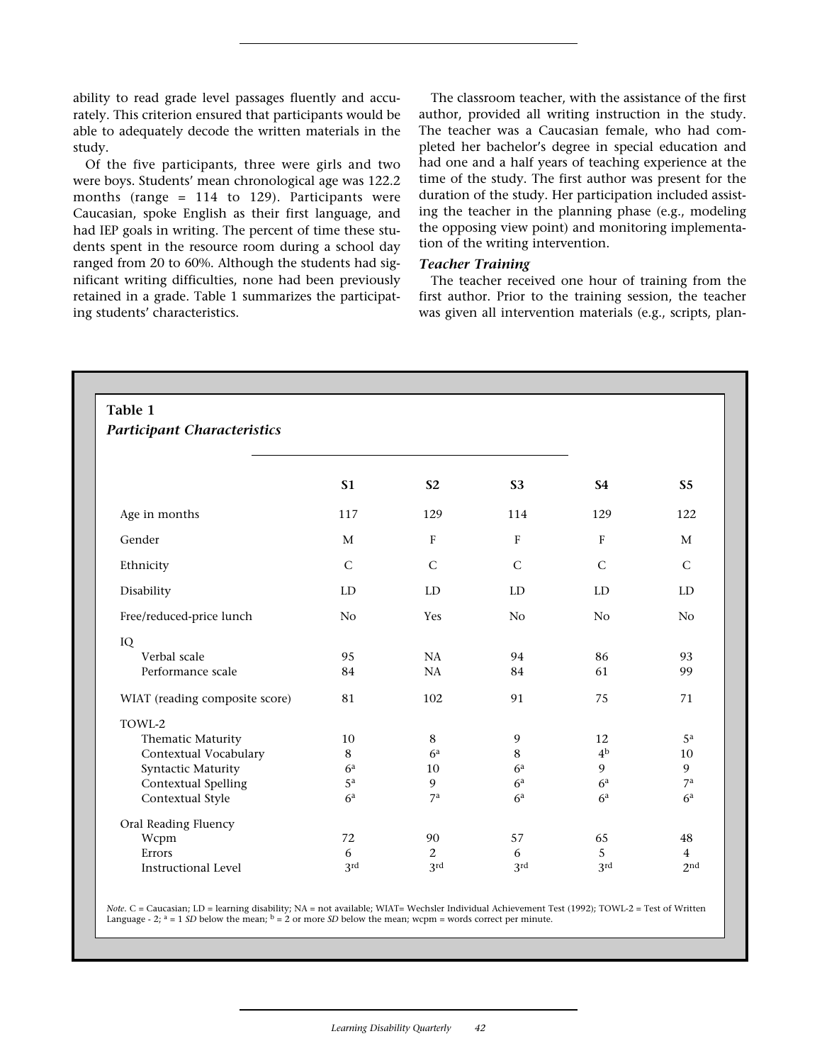ability to read grade level passages fluently and accurately. This criterion ensured that participants would be able to adequately decode the written materials in the study.

Of the five participants, three were girls and two were boys. Students' mean chronological age was 122.2 months (range = 114 to 129). Participants were Caucasian, spoke English as their first language, and had IEP goals in writing. The percent of time these students spent in the resource room during a school day ranged from 20 to 60%. Although the students had significant writing difficulties, none had been previously retained in a grade. Table 1 summarizes the participating students' characteristics.

The classroom teacher, with the assistance of the first author, provided all writing instruction in the study. The teacher was a Caucasian female, who had completed her bachelor's degree in special education and had one and a half years of teaching experience at the time of the study. The first author was present for the duration of the study. Her participation included assisting the teacher in the planning phase (e.g., modeling the opposing view point) and monitoring implementation of the writing intervention.

### *Teacher Training*

The teacher received one hour of training from the first author. Prior to the training session, the teacher was given all intervention materials (e.g., scripts, plan-

**Table 1**
***Participant Characteristics***

| | S1 | S2 | S3 | S4 | S5 |
|---|---|---|---|---|---|
| Age in months | 117 | 129 | 114 | 129 | 122 |
| Gender | M | F | F | F | M |
| Ethnicity | C | C | C | C | C |
| Disability | LD | LD | LD | LD | LD |
| Free/reduced-price lunch | No | Yes | No | No | No |
| IQ | | | | | |
| Verbal scale | 95 | NA | 94 | 86 | 93 |
| Performance scale | 84 | NA | 84 | 61 | 99 |
| WIAT (reading composite score) | 81 | 102 | 91 | 75 | 71 |
| TOWL-2 | | | | | |
| Thematic Maturity | 10 | 8 | 9 | 12 | 5[a] |
| Contextual Vocabulary | 8 | 6[a] | 8 | 4[b] | 10 |
| Syntactic Maturity | 6[a] | 10 | 6[a] | 9 | 9 |
| Contextual Spelling | 5[a] | 9 | 6[a] | 6[a] | 7[a] |
| Contextual Style | 6[a] | 7[a] | 6[a] | 6[a] | 6[a] |
| Oral Reading Fluency | | | | | |
| Wcpm | 72 | 90 | 57 | 65 | 48 |
| Errors | 6 | 2 | 6 | 5 | 4 |
| Instructional Level | 3rd | 3rd | 3rd | 3rd | 2nd |

*Note*. C = Caucasian; LD = learning disability; NA = not available; WIAT= Wechsler Individual Achievement Test (1992); TOWL-2 = Test of Written Language - 2; [a] = 1 *SD* below the mean; [b] = 2 or more *SD* below the mean; wcpm = words correct per minute.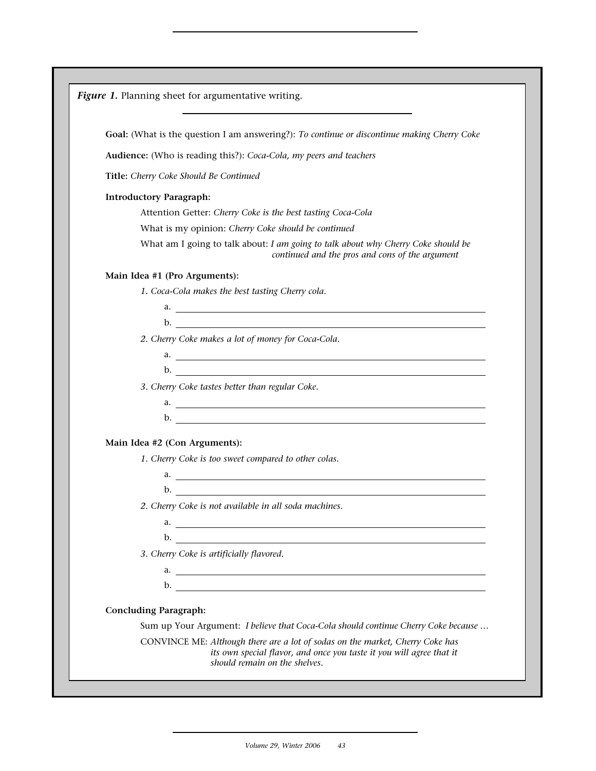***Figure 1.*** Planning sheet for argumentative writing.

**Goal:** (What is the question I am answering?): *To continue or discontinue making Cherry Coke*

**Audience:** (Who is reading this?): *Coca-Cola, my peers and teachers*

**Title:** *Cherry Coke Should Be Continued*

**Introductory Paragraph:**

Attention Getter: *Cherry Coke is the best tasting Coca-Cola*

What is my opinion: *Cherry Coke should be continued*

What am I going to talk about: *I am going to talk about why Cherry Coke should be continued and the pros and cons of the argument*

**Main Idea #1 (Pro Arguments):**

*1. Coca-Cola makes the best tasting Cherry cola.*

a. ____________________

b. ____________________

*2. Cherry Coke makes a lot of money for Coca-Cola.*

a. ____________________

b. ____________________

*3. Cherry Coke tastes better than regular Coke.*

a. ____________________

b. ____________________

**Main Idea #2 (Con Arguments):**

*1. Cherry Coke is too sweet compared to other colas.*

a. ____________________

b. ____________________

*2. Cherry Coke is not available in all soda machines.*

a. ____________________

b. ____________________

*3. Cherry Coke is artificially flavored.*

a. ____________________

b. ____________________

**Concluding Paragraph:**

Sum up Your Argument: *I believe that Coca-Cola should continue Cherry Coke because …*

CONVINCE ME: *Although there are a lot of sodas on the market, Cherry Coke has its own special flavor, and once you taste it you will agree that it should remain on the shelves.*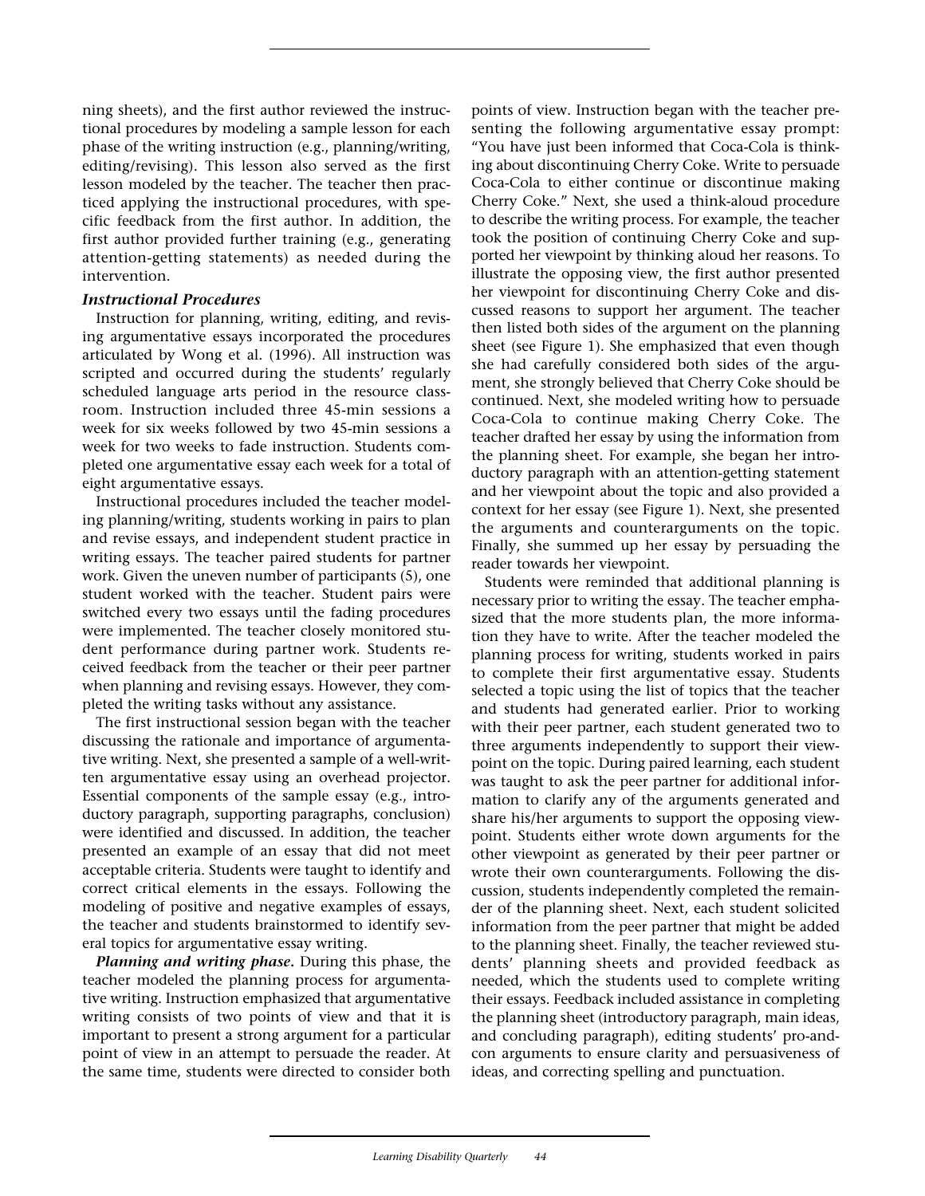ning sheets), and the first author reviewed the instructional procedures by modeling a sample lesson for each phase of the writing instruction (e.g., planning/writing, editing/revising). This lesson also served as the first lesson modeled by the teacher. The teacher then practiced applying the instructional procedures, with specific feedback from the first author. In addition, the first author provided further training (e.g., generating attention-getting statements) as needed during the intervention.

### *Instructional Procedures*

Instruction for planning, writing, editing, and revising argumentative essays incorporated the procedures articulated by Wong et al. (1996). All instruction was scripted and occurred during the students' regularly scheduled language arts period in the resource classroom. Instruction included three 45-min sessions a week for six weeks followed by two 45-min sessions a week for two weeks to fade instruction. Students completed one argumentative essay each week for a total of eight argumentative essays.

Instructional procedures included the teacher modeling planning/writing, students working in pairs to plan and revise essays, and independent student practice in writing essays. The teacher paired students for partner work. Given the uneven number of participants (5), one student worked with the teacher. Student pairs were switched every two essays until the fading procedures were implemented. The teacher closely monitored student performance during partner work. Students received feedback from the teacher or their peer partner when planning and revising essays. However, they completed the writing tasks without any assistance.

The first instructional session began with the teacher discussing the rationale and importance of argumentative writing. Next, she presented a sample of a well-written argumentative essay using an overhead projector. Essential components of the sample essay (e.g., introductory paragraph, supporting paragraphs, conclusion) were identified and discussed. In addition, the teacher presented an example of an essay that did not meet acceptable criteria. Students were taught to identify and correct critical elements in the essays. Following the modeling of positive and negative examples of essays, the teacher and students brainstormed to identify several topics for argumentative essay writing.

***Planning and writing phase.*** During this phase, the teacher modeled the planning process for argumentative writing. Instruction emphasized that argumentative writing consists of two points of view and that it is important to present a strong argument for a particular point of view in an attempt to persuade the reader. At the same time, students were directed to consider both points of view. Instruction began with the teacher presenting the following argumentative essay prompt: "You have just been informed that Coca-Cola is thinking about discontinuing Cherry Coke. Write to persuade Coca-Cola to either continue or discontinue making Cherry Coke." Next, she used a think-aloud procedure to describe the writing process. For example, the teacher took the position of continuing Cherry Coke and supported her viewpoint by thinking aloud her reasons. To illustrate the opposing view, the first author presented her viewpoint for discontinuing Cherry Coke and discussed reasons to support her argument. The teacher then listed both sides of the argument on the planning sheet (see Figure 1). She emphasized that even though she had carefully considered both sides of the argument, she strongly believed that Cherry Coke should be continued. Next, she modeled writing how to persuade Coca-Cola to continue making Cherry Coke. The teacher drafted her essay by using the information from the planning sheet. For example, she began her introductory paragraph with an attention-getting statement and her viewpoint about the topic and also provided a context for her essay (see Figure 1). Next, she presented the arguments and counterarguments on the topic. Finally, she summed up her essay by persuading the reader towards her viewpoint.

Students were reminded that additional planning is necessary prior to writing the essay. The teacher emphasized that the more students plan, the more information they have to write. After the teacher modeled the planning process for writing, students worked in pairs to complete their first argumentative essay. Students selected a topic using the list of topics that the teacher and students had generated earlier. Prior to working with their peer partner, each student generated two to three arguments independently to support their viewpoint on the topic. During paired learning, each student was taught to ask the peer partner for additional information to clarify any of the arguments generated and share his/her arguments to support the opposing viewpoint. Students either wrote down arguments for the other viewpoint as generated by their peer partner or wrote their own counterarguments. Following the discussion, students independently completed the remainder of the planning sheet. Next, each student solicited information from the peer partner that might be added to the planning sheet. Finally, the teacher reviewed students' planning sheets and provided feedback as needed, which the students used to complete writing their essays. Feedback included assistance in completing the planning sheet (introductory paragraph, main ideas, and concluding paragraph), editing students' pro-and-con arguments to ensure clarity and persuasiveness of ideas, and correcting spelling and punctuation.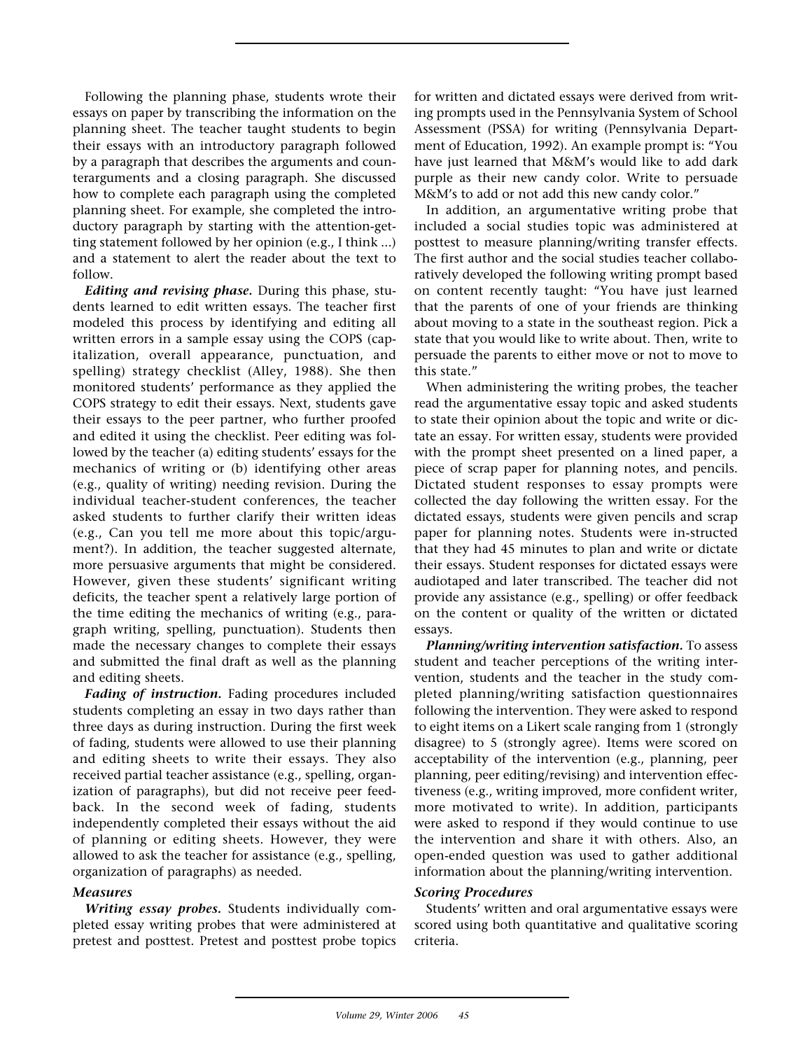Following the planning phase, students wrote their essays on paper by transcribing the information on the planning sheet. The teacher taught students to begin their essays with an introductory paragraph followed by a paragraph that describes the arguments and counterarguments and a closing paragraph. She discussed how to complete each paragraph using the completed planning sheet. For example, she completed the introductory paragraph by starting with the attention-getting statement followed by her opinion (e.g., I think ...) and a statement to alert the reader about the text to follow.

***Editing and revising phase.*** During this phase, students learned to edit written essays. The teacher first modeled this process by identifying and editing all written errors in a sample essay using the COPS (capitalization, overall appearance, punctuation, and spelling) strategy checklist (Alley, 1988). She then monitored students' performance as they applied the COPS strategy to edit their essays. Next, students gave their essays to the peer partner, who further proofed and edited it using the checklist. Peer editing was followed by the teacher (a) editing students' essays for the mechanics of writing or (b) identifying other areas (e.g., quality of writing) needing revision. During the individual teacher-student conferences, the teacher asked students to further clarify their written ideas (e.g., Can you tell me more about this topic/argument?). In addition, the teacher suggested alternate, more persuasive arguments that might be considered. However, given these students' significant writing deficits, the teacher spent a relatively large portion of the time editing the mechanics of writing (e.g., paragraph writing, spelling, punctuation). Students then made the necessary changes to complete their essays and submitted the final draft as well as the planning and editing sheets.

***Fading of instruction.*** Fading procedures included students completing an essay in two days rather than three days as during instruction. During the first week of fading, students were allowed to use their planning and editing sheets to write their essays. They also received partial teacher assistance (e.g., spelling, organization of paragraphs), but did not receive peer feedback. In the second week of fading, students independently completed their essays without the aid of planning or editing sheets. However, they were allowed to ask the teacher for assistance (e.g., spelling, organization of paragraphs) as needed.

### Measures

***Writing essay probes.*** Students individually completed essay writing probes that were administered at pretest and posttest. Pretest and posttest probe topics for written and dictated essays were derived from writing prompts used in the Pennsylvania System of School Assessment (PSSA) for writing (Pennsylvania Department of Education, 1992). An example prompt is: "You have just learned that M&M's would like to add dark purple as their new candy color. Write to persuade M&M's to add or not add this new candy color."

In addition, an argumentative writing probe that included a social studies topic was administered at posttest to measure planning/writing transfer effects. The first author and the social studies teacher collaboratively developed the following writing prompt based on content recently taught: "You have just learned that the parents of one of your friends are thinking about moving to a state in the southeast region. Pick a state that you would like to write about. Then, write to persuade the parents to either move or not to move to this state."

When administering the writing probes, the teacher read the argumentative essay topic and asked students to state their opinion about the topic and write or dictate an essay. For written essay, students were provided with the prompt sheet presented on a lined paper, a piece of scrap paper for planning notes, and pencils. Dictated student responses to essay prompts were collected the day following the written essay. For the dictated essays, students were given pencils and scrap paper for planning notes. Students were in-structed that they had 45 minutes to plan and write or dictate their essays. Student responses for dictated essays were audiotaped and later transcribed. The teacher did not provide any assistance (e.g., spelling) or offer feedback on the content or quality of the written or dictated essays.

***Planning/writing intervention satisfaction.*** To assess student and teacher perceptions of the writing intervention, students and the teacher in the study completed planning/writing satisfaction questionnaires following the intervention. They were asked to respond to eight items on a Likert scale ranging from 1 (strongly disagree) to 5 (strongly agree). Items were scored on acceptability of the intervention (e.g., planning, peer planning, peer editing/revising) and intervention effectiveness (e.g., writing improved, more confident writer, more motivated to write). In addition, participants were asked to respond if they would continue to use the intervention and share it with others. Also, an open-ended question was used to gather additional information about the planning/writing intervention.

### Scoring Procedures

Students' written and oral argumentative essays were scored using both quantitative and qualitative scoring criteria.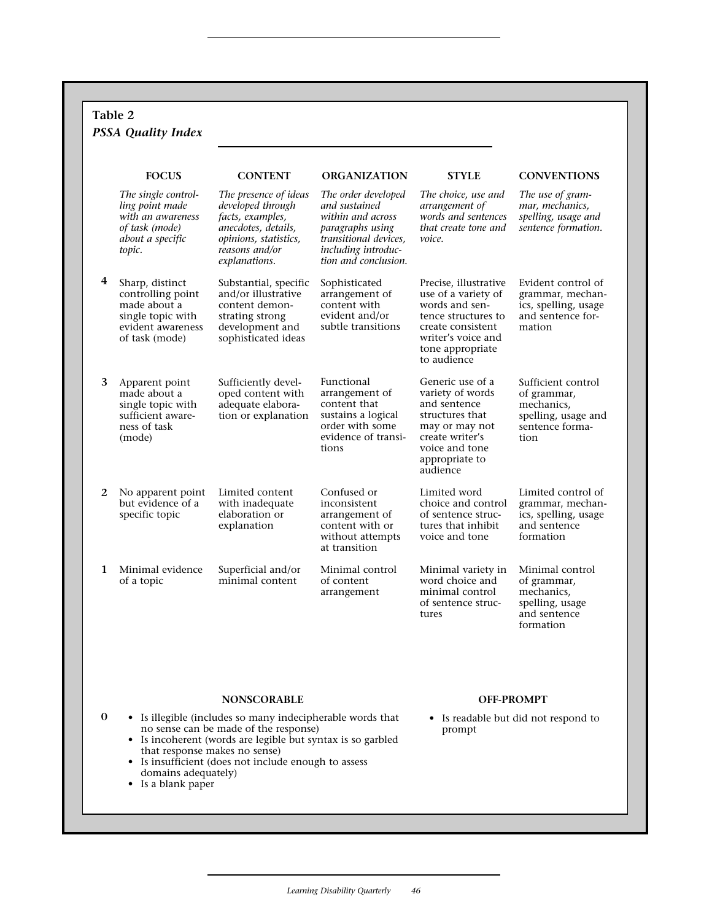**Table 2**
***PSSA Quality Index***

| | FOCUS | CONTENT | ORGANIZATION | STYLE | CONVENTIONS |
|---|---|---|---|---|---|
| | *The single controlling point made with an awareness of task (mode) about a specific topic.* | *The presence of ideas developed through facts, examples, anecdotes, details, opinions, statistics, reasons and/or explanations.* | *The order developed and sustained within and across paragraphs using transitional devices, including introduction and conclusion.* | *The choice, use and arrangement of words and sentences that create tone and voice.* | *The use of grammar, mechanics, spelling, usage and sentence formation.* |
| 4 | Sharp, distinct controlling point made about a single topic with evident awareness of task (mode) | Substantial, specific and/or illustrative content demonstrating strong development and sophisticated ideas | Sophisticated arrangement of content with evident and/or subtle transitions | Precise, illustrative use of a variety of words and sentence structures to create consistent writer's voice and tone appropriate to audience | Evident control of grammar, mechanics, spelling, usage and sentence formation |
| 3 | Apparent point made about a single topic with sufficient awareness of task (mode) | Sufficiently developed content with adequate elaboration or explanation | Functional arrangement of content that sustains a logical order with some evidence of transitions | Generic use of a variety of words and sentence structures that may or may not create writer's voice and tone appropriate to audience | Sufficient control of grammar, mechanics, spelling, usage and sentence formation |
| 2 | No apparent point but evidence of a specific topic | Limited content with inadequate elaboration or explanation | Confused or inconsistent arrangement of content with or without attempts at transition | Limited word choice and control of sentence structures that inhibit voice and tone | Limited control of grammar, mechanics, spelling, usage and sentence formation |
| 1 | Minimal evidence of a topic | Superficial and/or minimal content | Minimal control of content arrangement | Minimal variety in word choice and minimal control of sentence structures | Minimal control of grammar, mechanics, spelling, usage and sentence formation |

| | NONSCORABLE | OFF-PROMPT |
|---|---|---|
| 0 | • Is illegible (includes so many indecipherable words that no sense can be made of the response)<br>• Is incoherent (words are legible but syntax is so garbled that response makes no sense)<br>• Is insufficient (does not include enough to assess domains adequately)<br>• Is a blank paper | • Is readable but did not respond to prompt |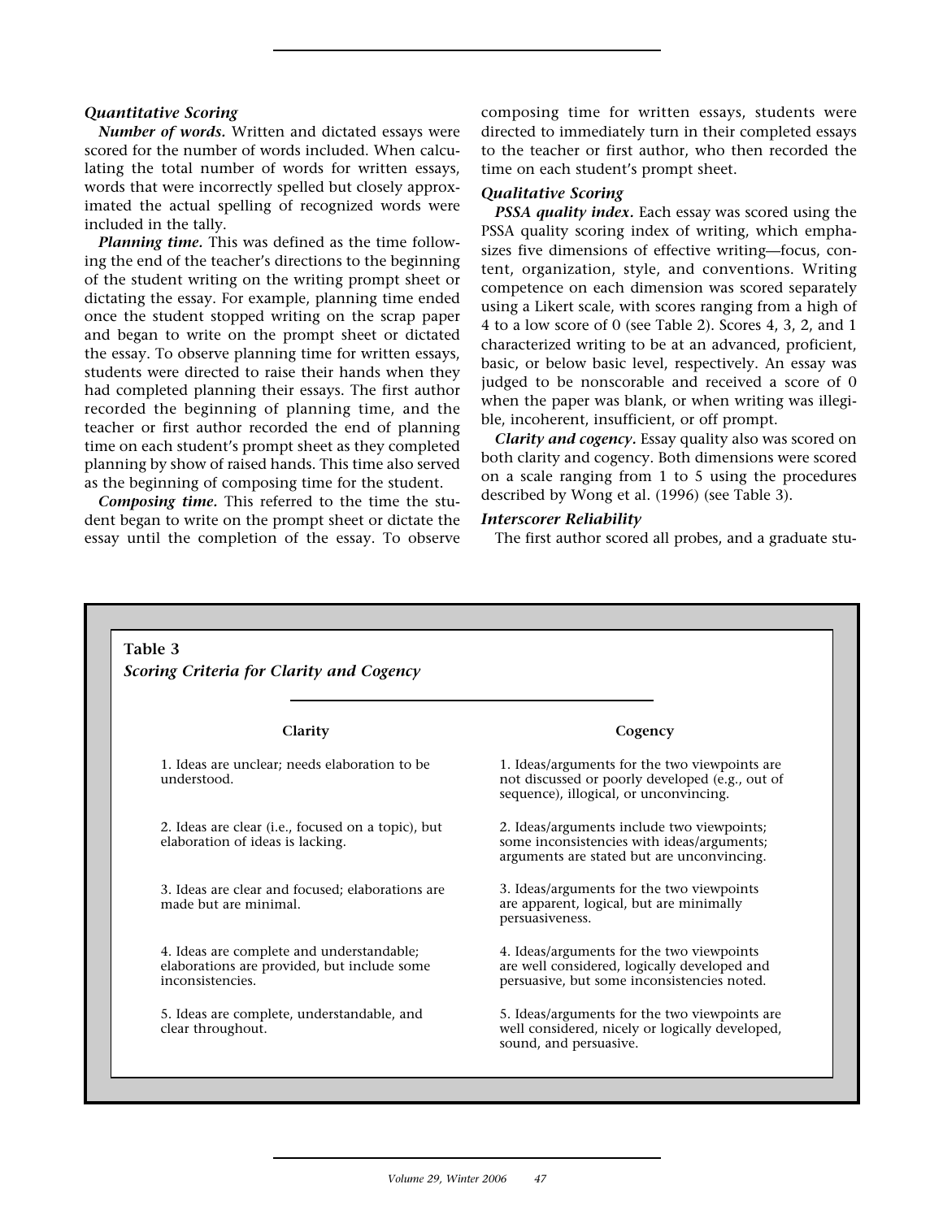### *Quantitative Scoring*

***Number of words.*** Written and dictated essays were scored for the number of words included. When calculating the total number of words for written essays, words that were incorrectly spelled but closely approximated the actual spelling of recognized words were included in the tally.

***Planning time.*** This was defined as the time following the end of the teacher's directions to the beginning of the student writing on the writing prompt sheet or dictating the essay. For example, planning time ended once the student stopped writing on the scrap paper and began to write on the prompt sheet or dictated the essay. To observe planning time for written essays, students were directed to raise their hands when they had completed planning their essays. The first author recorded the beginning of planning time, and the teacher or first author recorded the end of planning time on each student's prompt sheet as they completed planning by show of raised hands. This time also served as the beginning of composing time for the student.

***Composing time.*** This referred to the time the student began to write on the prompt sheet or dictate the essay until the completion of the essay. To observe composing time for written essays, students were directed to immediately turn in their completed essays to the teacher or first author, who then recorded the time on each student's prompt sheet.

### *Qualitative Scoring*

***PSSA quality index.*** Each essay was scored using the PSSA quality scoring index of writing, which emphasizes five dimensions of effective writing—focus, content, organization, style, and conventions. Writing competence on each dimension was scored separately using a Likert scale, with scores ranging from a high of 4 to a low score of 0 (see Table 2). Scores 4, 3, 2, and 1 characterized writing to be at an advanced, proficient, basic, or below basic level, respectively. An essay was judged to be nonscorable and received a score of 0 when the paper was blank, or when writing was illegible, incoherent, insufficient, or off prompt.

***Clarity and cogency.*** Essay quality also was scored on both clarity and cogency. Both dimensions were scored on a scale ranging from 1 to 5 using the procedures described by Wong et al. (1996) (see Table 3).

### *Interscorer Reliability*

The first author scored all probes, and a graduate stu-

**Table 3**
***Scoring Criteria for Clarity and Cogency***

| Clarity | Cogency |
|---|---|
| 1. Ideas are unclear; needs elaboration to be understood. | 1. Ideas/arguments for the two viewpoints are not discussed or poorly developed (e.g., out of sequence), illogical, or unconvincing. |
| 2. Ideas are clear (i.e., focused on a topic), but elaboration of ideas is lacking. | 2. Ideas/arguments include two viewpoints; some inconsistencies with ideas/arguments; arguments are stated but are unconvincing. |
| 3. Ideas are clear and focused; elaborations are made but are minimal. | 3. Ideas/arguments for the two viewpoints are apparent, logical, but are minimally persuasiveness. |
| 4. Ideas are complete and understandable; elaborations are provided, but include some inconsistencies. | 4. Ideas/arguments for the two viewpoints are well considered, logically developed and persuasive, but some inconsistencies noted. |
| 5. Ideas are complete, understandable, and clear throughout. | 5. Ideas/arguments for the two viewpoints are well considered, nicely or logically developed, sound, and persuasive. |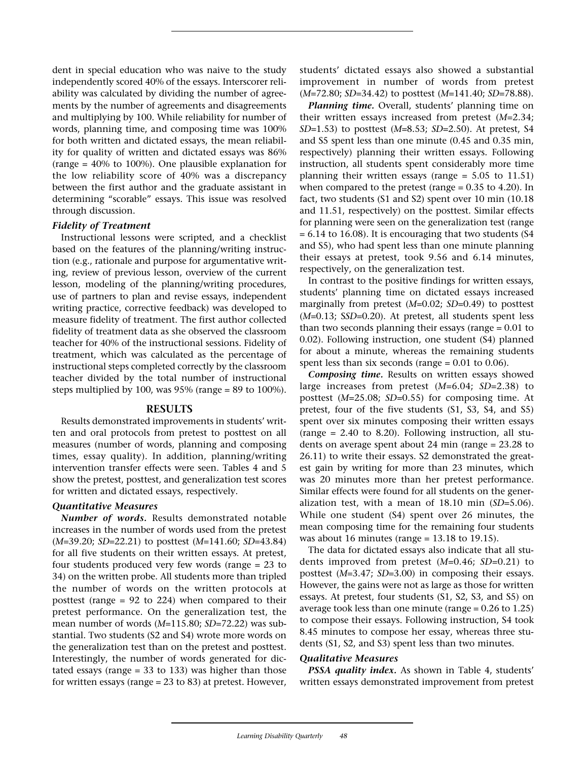dent in special education who was naive to the study independently scored 40% of the essays. Interscorer reliability was calculated by dividing the number of agreements by the number of agreements and disagreements and multiplying by 100. While reliability for number of words, planning time, and composing time was 100% for both written and dictated essays, the mean reliability for quality of written and dictated essays was 86% (range = 40% to 100%). One plausible explanation for the low reliability score of 40% was a discrepancy between the first author and the graduate assistant in determining "scorable" essays. This issue was resolved through discussion.

### *Fidelity of Treatment*

Instructional lessons were scripted, and a checklist based on the features of the planning/writing instruction (e.g., rationale and purpose for argumentative writing, review of previous lesson, overview of the current lesson, modeling of the planning/writing procedures, use of partners to plan and revise essays, independent writing practice, corrective feedback) was developed to measure fidelity of treatment. The first author collected fidelity of treatment data as she observed the classroom teacher for 40% of the instructional sessions. Fidelity of treatment, which was calculated as the percentage of instructional steps completed correctly by the classroom teacher divided by the total number of instructional steps multiplied by 100, was 95% (range = 89 to 100%).

## RESULTS

Results demonstrated improvements in students' written and oral protocols from pretest to posttest on all measures (number of words, planning and composing times, essay quality). In addition, planning/writing intervention transfer effects were seen. Tables 4 and 5 show the pretest, posttest, and generalization test scores for written and dictated essays, respectively.

### *Quantitative Measures*

***Number of words.*** Results demonstrated notable increases in the number of words used from the pretest (*M*=39.20; *SD*=22.21) to posttest (*M*=141.60; *SD*=43.84) for all five students on their written essays. At pretest, four students produced very few words (range = 23 to 34) on the written probe. All students more than tripled the number of words on the written protocols at posttest (range = 92 to 224) when compared to their pretest performance. On the generalization test, the mean number of words (*M*=115.80; *SD*=72.22) was substantial. Two students (S2 and S4) wrote more words on the generalization test than on the pretest and posttest. Interestingly, the number of words generated for dictated essays (range = 33 to 133) was higher than those for written essays (range = 23 to 83) at pretest. However, students' dictated essays also showed a substantial improvement in number of words from pretest (*M*=72.80; *SD*=34.42) to posttest (*M*=141.40; *SD*=78.88).

***Planning time.*** Overall, students' planning time on their written essays increased from pretest (*M*=2.34; *SD*=1.53) to posttest (*M*=8.53; *SD*=2.50). At pretest, S4 and S5 spent less than one minute (0.45 and 0.35 min, respectively) planning their written essays. Following instruction, all students spent considerably more time planning their written essays (range = 5.05 to 11.51) when compared to the pretest (range = 0.35 to 4.20). In fact, two students (S1 and S2) spent over 10 min (10.18 and 11.51, respectively) on the posttest. Similar effects for planning were seen on the generalization test (range = 6.14 to 16.08). It is encouraging that two students (S4 and S5), who had spent less than one minute planning their essays at pretest, took 9.56 and 6.14 minutes, respectively, on the generalization test.

In contrast to the positive findings for written essays, students' planning time on dictated essays increased marginally from pretest (*M*=0.02; *SD*=0.49) to posttest (*M*=0.13; *SSD*=0.20). At pretest, all students spent less than two seconds planning their essays (range = 0.01 to 0.02). Following instruction, one student (S4) planned for about a minute, whereas the remaining students spent less than six seconds (range = 0.01 to 0.06).

***Composing time.*** Results on written essays showed large increases from pretest (*M*=6.04; *SD*=2.38) to posttest (*M*=25.08; *SD*=0.55) for composing time. At pretest, four of the five students (S1, S3, S4, and S5) spent over six minutes composing their written essays (range = 2.40 to 8.20). Following instruction, all students on average spent about 24 min (range = 23.28 to 26.11) to write their essays. S2 demonstrated the greatest gain by writing for more than 23 minutes, which was 20 minutes more than her pretest performance. Similar effects were found for all students on the generalization test, with a mean of 18.10 min (*SD*=5.06). While one student (S4) spent over 26 minutes, the mean composing time for the remaining four students was about 16 minutes (range = 13.18 to 19.15).

The data for dictated essays also indicate that all students improved from pretest (*M*=0.46; *SD*=0.21) to posttest (*M*=3.47; *SD*=3.00) in composing their essays. However, the gains were not as large as those for written essays. At pretest, four students (S1, S2, S3, and S5) on average took less than one minute (range = 0.26 to 1.25) to compose their essays. Following instruction, S4 took 8.45 minutes to compose her essay, whereas three students (S1, S2, and S3) spent less than two minutes.

### *Qualitative Measures*

***PSSA quality index.*** As shown in Table 4, students' written essays demonstrated improvement from pretest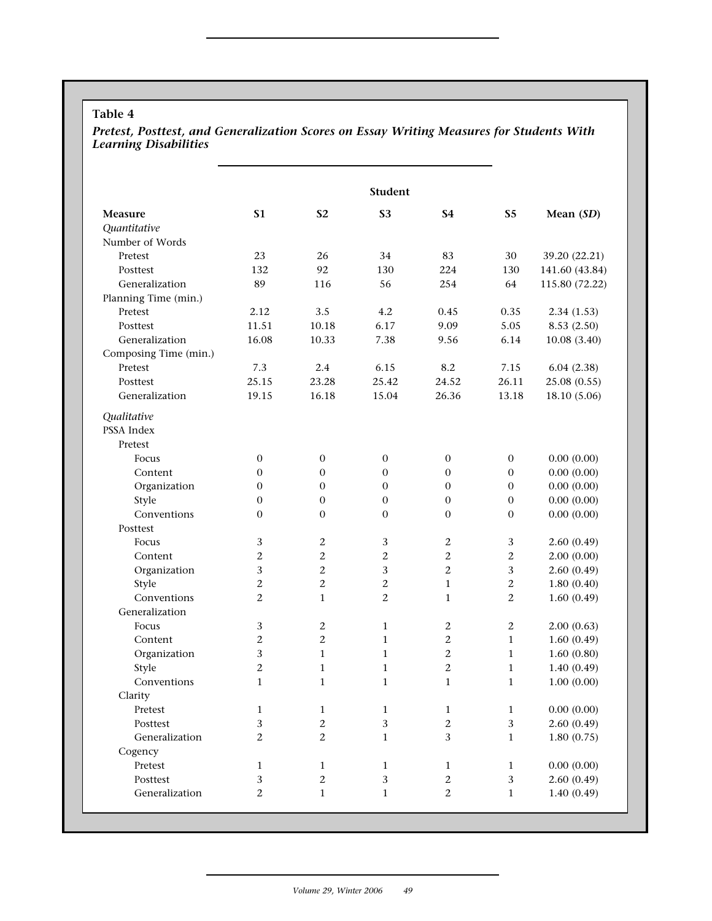**Table 4**

***Pretest, Posttest, and Generalization Scores on Essay Writing Measures for Students With Learning Disabilities***

| | Student | | | | | |
|---|---|---|---|---|---|---|
| **Measure** | **S1** | **S2** | **S3** | **S4** | **S5** | **Mean (*SD*)** |
| *Quantitative* | | | | | | |
| Number of Words | | | | | | |
| Pretest | 23 | 26 | 34 | 83 | 30 | 39.20 (22.21) |
| Posttest | 132 | 92 | 130 | 224 | 130 | 141.60 (43.84) |
| Generalization | 89 | 116 | 56 | 254 | 64 | 115.80 (72.22) |
| Planning Time (min.) | | | | | | |
| Pretest | 2.12 | 3.5 | 4.2 | 0.45 | 0.35 | 2.34 (1.53) |
| Posttest | 11.51 | 10.18 | 6.17 | 9.09 | 5.05 | 8.53 (2.50) |
| Generalization | 16.08 | 10.33 | 7.38 | 9.56 | 6.14 | 10.08 (3.40) |
| Composing Time (min.) | | | | | | |
| Pretest | 7.3 | 2.4 | 6.15 | 8.2 | 7.15 | 6.04 (2.38) |
| Posttest | 25.15 | 23.28 | 25.42 | 24.52 | 26.11 | 25.08 (0.55) |
| Generalization | 19.15 | 16.18 | 15.04 | 26.36 | 13.18 | 18.10 (5.06) |
| *Qualitative* | | | | | | |
| PSSA Index | | | | | | |
| Pretest | | | | | | |
| Focus | 0 | 0 | 0 | 0 | 0 | 0.00 (0.00) |
| Content | 0 | 0 | 0 | 0 | 0 | 0.00 (0.00) |
| Organization | 0 | 0 | 0 | 0 | 0 | 0.00 (0.00) |
| Style | 0 | 0 | 0 | 0 | 0 | 0.00 (0.00) |
| Conventions | 0 | 0 | 0 | 0 | 0 | 0.00 (0.00) |
| Posttest | | | | | | |
| Focus | 3 | 2 | 3 | 2 | 3 | 2.60 (0.49) |
| Content | 2 | 2 | 2 | 2 | 2 | 2.00 (0.00) |
| Organization | 3 | 2 | 3 | 2 | 3 | 2.60 (0.49) |
| Style | 2 | 2 | 2 | 1 | 2 | 1.80 (0.40) |
| Conventions | 2 | 1 | 2 | 1 | 2 | 1.60 (0.49) |
| Generalization | | | | | | |
| Focus | 3 | 2 | 1 | 2 | 2 | 2.00 (0.63) |
| Content | 2 | 2 | 1 | 2 | 1 | 1.60 (0.49) |
| Organization | 3 | 1 | 1 | 2 | 1 | 1.60 (0.80) |
| Style | 2 | 1 | 1 | 2 | 1 | 1.40 (0.49) |
| Conventions | 1 | 1 | 1 | 1 | 1 | 1.00 (0.00) |
| Clarity | | | | | | |
| Pretest | 1 | 1 | 1 | 1 | 1 | 0.00 (0.00) |
| Posttest | 3 | 2 | 3 | 2 | 3 | 2.60 (0.49) |
| Generalization | 2 | 2 | 1 | 3 | 1 | 1.80 (0.75) |
| Cogency | | | | | | |
| Pretest | 1 | 1 | 1 | 1 | 1 | 0.00 (0.00) |
| Posttest | 3 | 2 | 3 | 2 | 3 | 2.60 (0.49) |
| Generalization | 2 | 1 | 1 | 2 | 1 | 1.40 (0.49) |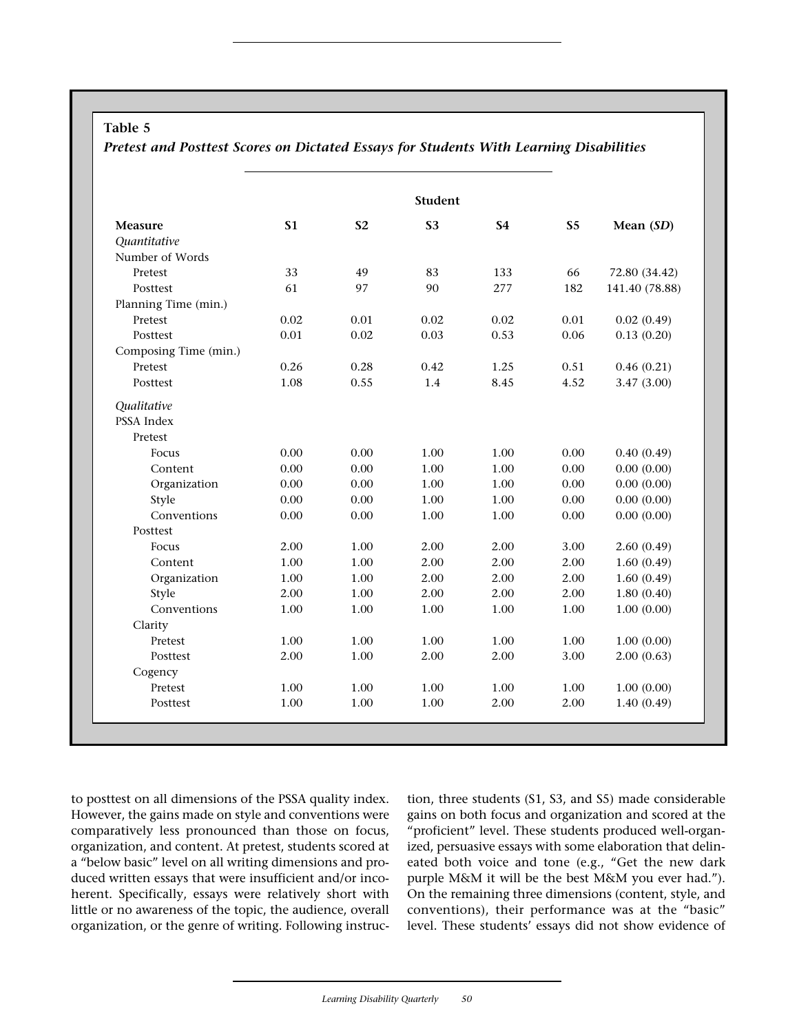**Table 5**

***Pretest and Posttest Scores on Dictated Essays for Students With Learning Disabilities***

| | Student | | | | | |
|---|---|---|---|---|---|---|
| **Measure** | **S1** | **S2** | **S3** | **S4** | **S5** | **Mean (*SD*)** |
| *Quantitative* | | | | | | |
| Number of Words | | | | | | |
| Pretest | 33 | 49 | 83 | 133 | 66 | 72.80 (34.42) |
| Posttest | 61 | 97 | 90 | 277 | 182 | 141.40 (78.88) |
| Planning Time (min.) | | | | | | |
| Pretest | 0.02 | 0.01 | 0.02 | 0.02 | 0.01 | 0.02 (0.49) |
| Posttest | 0.01 | 0.02 | 0.03 | 0.53 | 0.06 | 0.13 (0.20) |
| Composing Time (min.) | | | | | | |
| Pretest | 0.26 | 0.28 | 0.42 | 1.25 | 0.51 | 0.46 (0.21) |
| Posttest | 1.08 | 0.55 | 1.4 | 8.45 | 4.52 | 3.47 (3.00) |
| *Qualitative* | | | | | | |
| PSSA Index | | | | | | |
| Pretest | | | | | | |
| Focus | 0.00 | 0.00 | 1.00 | 1.00 | 0.00 | 0.40 (0.49) |
| Content | 0.00 | 0.00 | 1.00 | 1.00 | 0.00 | 0.00 (0.00) |
| Organization | 0.00 | 0.00 | 1.00 | 1.00 | 0.00 | 0.00 (0.00) |
| Style | 0.00 | 0.00 | 1.00 | 1.00 | 0.00 | 0.00 (0.00) |
| Conventions | 0.00 | 0.00 | 1.00 | 1.00 | 0.00 | 0.00 (0.00) |
| Posttest | | | | | | |
| Focus | 2.00 | 1.00 | 2.00 | 2.00 | 3.00 | 2.60 (0.49) |
| Content | 1.00 | 1.00 | 2.00 | 2.00 | 2.00 | 1.60 (0.49) |
| Organization | 1.00 | 1.00 | 2.00 | 2.00 | 2.00 | 1.60 (0.49) |
| Style | 2.00 | 1.00 | 2.00 | 2.00 | 2.00 | 1.80 (0.40) |
| Conventions | 1.00 | 1.00 | 1.00 | 1.00 | 1.00 | 1.00 (0.00) |
| Clarity | | | | | | |
| Pretest | 1.00 | 1.00 | 1.00 | 1.00 | 1.00 | 1.00 (0.00) |
| Posttest | 2.00 | 1.00 | 2.00 | 2.00 | 3.00 | 2.00 (0.63) |
| Cogency | | | | | | |
| Pretest | 1.00 | 1.00 | 1.00 | 1.00 | 1.00 | 1.00 (0.00) |
| Posttest | 1.00 | 1.00 | 1.00 | 2.00 | 2.00 | 1.40 (0.49) |

to posttest on all dimensions of the PSSA quality index. However, the gains made on style and conventions were comparatively less pronounced than those on focus, organization, and content. At pretest, students scored at a "below basic" level on all writing dimensions and produced written essays that were insufficient and/or incoherent. Specifically, essays were relatively short with little or no awareness of the topic, the audience, overall organization, or the genre of writing. Following instruction, three students (S1, S3, and S5) made considerable gains on both focus and organization and scored at the "proficient" level. These students produced well-organized, persuasive essays with some elaboration that delineated both voice and tone (e.g., "Get the new dark purple M&M it will be the best M&M you ever had."). On the remaining three dimensions (content, style, and conventions), their performance was at the "basic" level. These students' essays did not show evidence of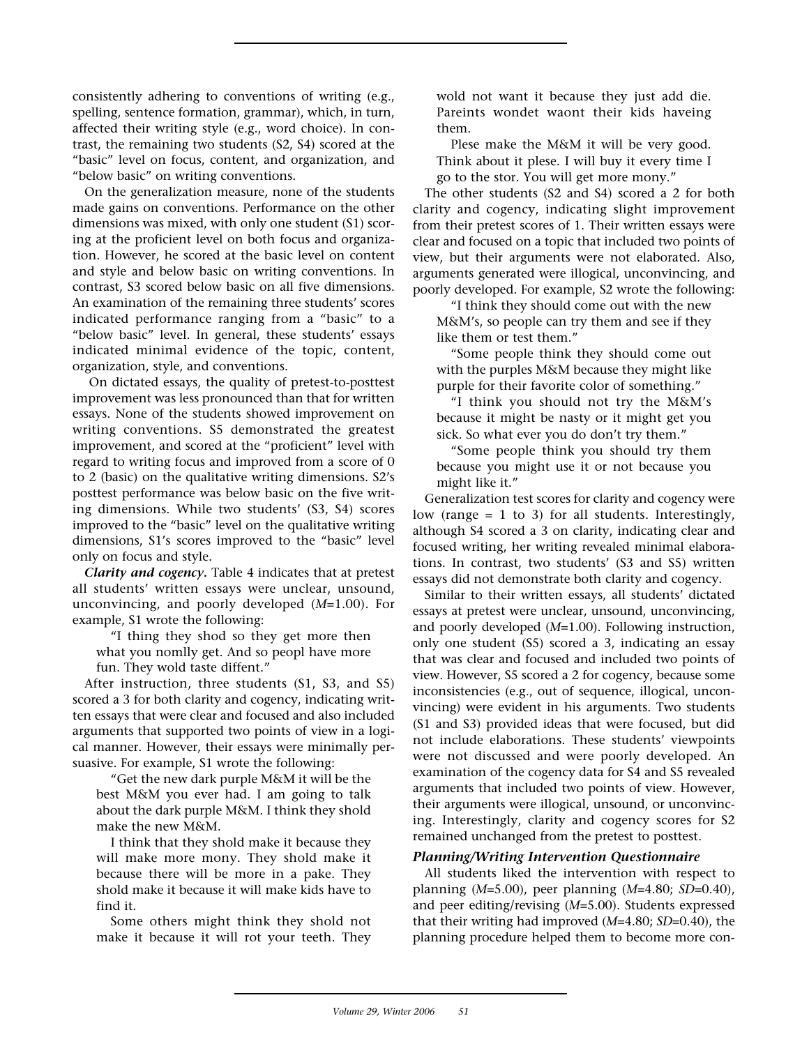consistently adhering to conventions of writing (e.g., spelling, sentence formation, grammar), which, in turn, affected their writing style (e.g., word choice). In contrast, the remaining two students (S2, S4) scored at the "basic" level on focus, content, and organization, and "below basic" on writing conventions.

On the generalization measure, none of the students made gains on conventions. Performance on the other dimensions was mixed, with only one student (S1) scoring at the proficient level on both focus and organization. However, he scored at the basic level on content and style and below basic on writing conventions. In contrast, S3 scored below basic on all five dimensions. An examination of the remaining three students' scores indicated performance ranging from a "basic" to a "below basic" level. In general, these students' essays indicated minimal evidence of the topic, content, organization, style, and conventions.

On dictated essays, the quality of pretest-to-posttest improvement was less pronounced than that for written essays. None of the students showed improvement on writing conventions. S5 demonstrated the greatest improvement, and scored at the "proficient" level with regard to writing focus and improved from a score of 0 to 2 (basic) on the qualitative writing dimensions. S2's posttest performance was below basic on the five writing dimensions. While two students' (S3, S4) scores improved to the "basic" level on the qualitative writing dimensions, S1's scores improved to the "basic" level only on focus and style.

***Clarity and cogency.*** Table 4 indicates that at pretest all students' written essays were unclear, unsound, unconvincing, and poorly developed (*M*=1.00). For example, S1 wrote the following:

> "I thing they shod so they get more then what you nomlly get. And so peopl have more fun. They wold taste diffent."

After instruction, three students (S1, S3, and S5) scored a 3 for both clarity and cogency, indicating written essays that were clear and focused and also included arguments that supported two points of view in a logical manner. However, their essays were minimally persuasive. For example, S1 wrote the following:

> "Get the new dark purple M&M it will be the best M&M you ever had. I am going to talk about the dark purple M&M. I think they shold make the new M&M.
>
> I think that they shold make it because they will make more mony. They shold make it because there will be more in a pake. They shold make it because it will make kids have to find it.
>
> Some others might think they shold not make it because it will rot your teeth. They wold not want it because they just add die. Pareints wondet waont their kids haveing them.
>
> Plese make the M&M it will be very good. Think about it plese. I will buy it every time I go to the stor. You will get more mony."

The other students (S2 and S4) scored a 2 for both clarity and cogency, indicating slight improvement from their pretest scores of 1. Their written essays were clear and focused on a topic that included two points of view, but their arguments were not elaborated. Also, arguments generated were illogical, unconvincing, and poorly developed. For example, S2 wrote the following:

> "I think they should come out with the new M&M's, so people can try them and see if they like them or test them."
>
> "Some people think they should come out with the purples M&M because they might like purple for their favorite color of something."
>
> "I think you should not try the M&M's because it might be nasty or it might get you sick. So what ever you do don't try them."
>
> "Some people think you should try them because you might use it or not because you might like it."

Generalization test scores for clarity and cogency were low (range = 1 to 3) for all students. Interestingly, although S4 scored a 3 on clarity, indicating clear and focused writing, her writing revealed minimal elaborations. In contrast, two students' (S3 and S5) written essays did not demonstrate both clarity and cogency.

Similar to their written essays, all students' dictated essays at pretest were unclear, unsound, unconvincing, and poorly developed (*M*=1.00). Following instruction, only one student (S5) scored a 3, indicating an essay that was clear and focused and included two points of view. However, S5 scored a 2 for cogency, because some inconsistencies (e.g., out of sequence, illogical, unconvincing) were evident in his arguments. Two students (S1 and S3) provided ideas that were focused, but did not include elaborations. These students' viewpoints were not discussed and were poorly developed. An examination of the cogency data for S4 and S5 revealed arguments that included two points of view. However, their arguments were illogical, unsound, or unconvincing. Interestingly, clarity and cogency scores for S2 remained unchanged from the pretest to posttest.

### *Planning/Writing Intervention Questionnaire*

All students liked the intervention with respect to planning (*M*=5.00), peer planning (*M*=4.80; *SD*=0.40), and peer editing/revising (*M*=5.00). Students expressed that their writing had improved (*M*=4.80; *SD*=0.40), the planning procedure helped them to become more con-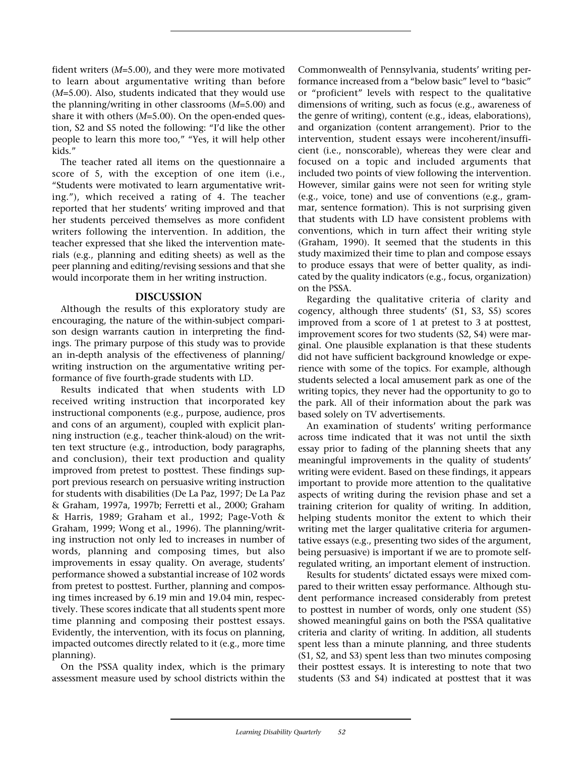fident writers (*M*=5.00), and they were more motivated to learn about argumentative writing than before (*M*=5.00). Also, students indicated that they would use the planning/writing in other classrooms (*M*=5.00) and share it with others (*M*=5.00). On the open-ended question, S2 and S5 noted the following: "I'd like the other people to learn this more too," "Yes, it will help other kids."

The teacher rated all items on the questionnaire a score of 5, with the exception of one item (i.e., "Students were motivated to learn argumentative writing."), which received a rating of 4. The teacher reported that her students' writing improved and that her students perceived themselves as more confident writers following the intervention. In addition, the teacher expressed that she liked the intervention materials (e.g., planning and editing sheets) as well as the peer planning and editing/revising sessions and that she would incorporate them in her writing instruction.

## DISCUSSION

Although the results of this exploratory study are encouraging, the nature of the within-subject comparison design warrants caution in interpreting the findings. The primary purpose of this study was to provide an in-depth analysis of the effectiveness of planning/writing instruction on the argumentative writing performance of five fourth-grade students with LD.

Results indicated that when students with LD received writing instruction that incorporated key instructional components (e.g., purpose, audience, pros and cons of an argument), coupled with explicit planning instruction (e.g., teacher think-aloud) on the written text structure (e.g., introduction, body paragraphs, and conclusion), their text production and quality improved from pretest to posttest. These findings support previous research on persuasive writing instruction for students with disabilities (De La Paz, 1997; De La Paz & Graham, 1997a, 1997b; Ferretti et al., 2000; Graham & Harris, 1989; Graham et al., 1992; Page-Voth & Graham, 1999; Wong et al., 1996). The planning/writing instruction not only led to increases in number of words, planning and composing times, but also improvements in essay quality. On average, students' performance showed a substantial increase of 102 words from pretest to posttest. Further, planning and composing times increased by 6.19 min and 19.04 min, respectively. These scores indicate that all students spent more time planning and composing their posttest essays. Evidently, the intervention, with its focus on planning, impacted outcomes directly related to it (e.g., more time planning).

On the PSSA quality index, which is the primary assessment measure used by school districts within the Commonwealth of Pennsylvania, students' writing performance increased from a "below basic" level to "basic" or "proficient" levels with respect to the qualitative dimensions of writing, such as focus (e.g., awareness of the genre of writing), content (e.g., ideas, elaborations), and organization (content arrangement). Prior to the intervention, student essays were incoherent/insufficient (i.e., nonscorable), whereas they were clear and focused on a topic and included arguments that included two points of view following the intervention. However, similar gains were not seen for writing style (e.g., voice, tone) and use of conventions (e.g., grammar, sentence formation). This is not surprising given that students with LD have consistent problems with conventions, which in turn affect their writing style (Graham, 1990). It seemed that the students in this study maximized their time to plan and compose essays to produce essays that were of better quality, as indicated by the quality indicators (e.g., focus, organization) on the PSSA.

Regarding the qualitative criteria of clarity and cogency, although three students' (S1, S3, S5) scores improved from a score of 1 at pretest to 3 at posttest, improvement scores for two students (S2, S4) were marginal. One plausible explanation is that these students did not have sufficient background knowledge or experience with some of the topics. For example, although students selected a local amusement park as one of the writing topics, they never had the opportunity to go to the park. All of their information about the park was based solely on TV advertisements.

An examination of students' writing performance across time indicated that it was not until the sixth essay prior to fading of the planning sheets that any meaningful improvements in the quality of students' writing were evident. Based on these findings, it appears important to provide more attention to the qualitative aspects of writing during the revision phase and set a training criterion for quality of writing. In addition, helping students monitor the extent to which their writing met the larger qualitative criteria for argumentative essays (e.g., presenting two sides of the argument, being persuasive) is important if we are to promote self-regulated writing, an important element of instruction.

Results for students' dictated essays were mixed compared to their written essay performance. Although student performance increased considerably from pretest to posttest in number of words, only one student (S5) showed meaningful gains on both the PSSA qualitative criteria and clarity of writing. In addition, all students spent less than a minute planning, and three students (S1, S2, and S3) spent less than two minutes composing their posttest essays. It is interesting to note that two students (S3 and S4) indicated at posttest that it was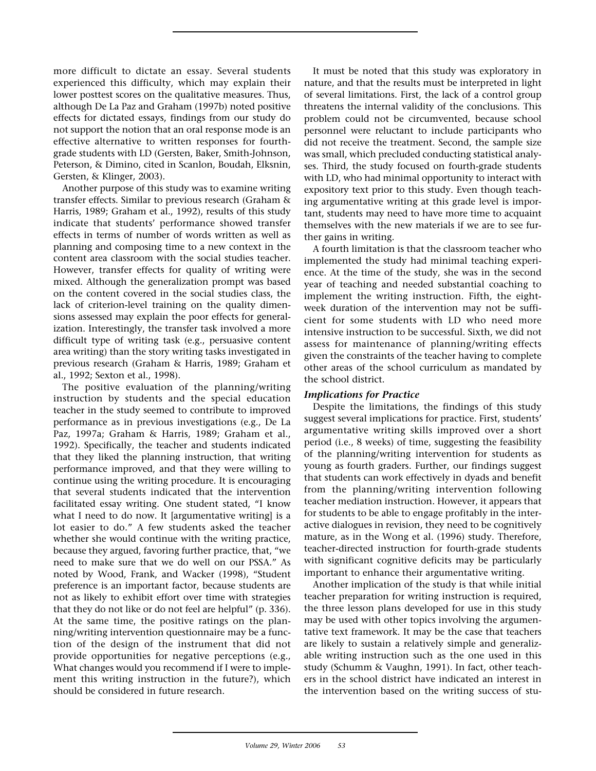more difficult to dictate an essay. Several students experienced this difficulty, which may explain their lower posttest scores on the qualitative measures. Thus, although De La Paz and Graham (1997b) noted positive effects for dictated essays, findings from our study do not support the notion that an oral response mode is an effective alternative to written responses for fourth-grade students with LD (Gersten, Baker, Smith-Johnson, Peterson, & Dimino, cited in Scanlon, Boudah, Elksnin, Gersten, & Klinger, 2003).

Another purpose of this study was to examine writing transfer effects. Similar to previous research (Graham & Harris, 1989; Graham et al., 1992), results of this study indicate that students' performance showed transfer effects in terms of number of words written as well as planning and composing time to a new context in the content area classroom with the social studies teacher. However, transfer effects for quality of writing were mixed. Although the generalization prompt was based on the content covered in the social studies class, the lack of criterion-level training on the quality dimensions assessed may explain the poor effects for generalization. Interestingly, the transfer task involved a more difficult type of writing task (e.g., persuasive content area writing) than the story writing tasks investigated in previous research (Graham & Harris, 1989; Graham et al., 1992; Sexton et al., 1998).

The positive evaluation of the planning/writing instruction by students and the special education teacher in the study seemed to contribute to improved performance as in previous investigations (e.g., De La Paz, 1997a; Graham & Harris, 1989; Graham et al., 1992). Specifically, the teacher and students indicated that they liked the planning instruction, that writing performance improved, and that they were willing to continue using the writing procedure. It is encouraging that several students indicated that the intervention facilitated essay writing. One student stated, "I know what I need to do now. It [argumentative writing] is a lot easier to do." A few students asked the teacher whether she would continue with the writing practice, because they argued, favoring further practice, that, "we need to make sure that we do well on our PSSA." As noted by Wood, Frank, and Wacker (1998), "Student preference is an important factor, because students are not as likely to exhibit effort over time with strategies that they do not like or do not feel are helpful" (p. 336). At the same time, the positive ratings on the planning/writing intervention questionnaire may be a function of the design of the instrument that did not provide opportunities for negative perceptions (e.g., What changes would you recommend if I were to implement this writing instruction in the future?), which should be considered in future research.

It must be noted that this study was exploratory in nature, and that the results must be interpreted in light of several limitations. First, the lack of a control group threatens the internal validity of the conclusions. This problem could not be circumvented, because school personnel were reluctant to include participants who did not receive the treatment. Second, the sample size was small, which precluded conducting statistical analyses. Third, the study focused on fourth-grade students with LD, who had minimal opportunity to interact with expository text prior to this study. Even though teaching argumentative writing at this grade level is important, students may need to have more time to acquaint themselves with the new materials if we are to see further gains in writing.

A fourth limitation is that the classroom teacher who implemented the study had minimal teaching experience. At the time of the study, she was in the second year of teaching and needed substantial coaching to implement the writing instruction. Fifth, the eight-week duration of the intervention may not be sufficient for some students with LD who need more intensive instruction to be successful. Sixth, we did not assess for maintenance of planning/writing effects given the constraints of the teacher having to complete other areas of the school curriculum as mandated by the school district.

### *Implications for Practice*

Despite the limitations, the findings of this study suggest several implications for practice. First, students' argumentative writing skills improved over a short period (i.e., 8 weeks) of time, suggesting the feasibility of the planning/writing intervention for students as young as fourth graders. Further, our findings suggest that students can work effectively in dyads and benefit from the planning/writing intervention following teacher mediation instruction. However, it appears that for students to be able to engage profitably in the interactive dialogues in revision, they need to be cognitively mature, as in the Wong et al. (1996) study. Therefore, teacher-directed instruction for fourth-grade students with significant cognitive deficits may be particularly important to enhance their argumentative writing.

Another implication of the study is that while initial teacher preparation for writing instruction is required, the three lesson plans developed for use in this study may be used with other topics involving the argumentative text framework. It may be the case that teachers are likely to sustain a relatively simple and generalizable writing instruction such as the one used in this study (Schumm & Vaughn, 1991). In fact, other teachers in the school district have indicated an interest in the intervention based on the writing success of stu-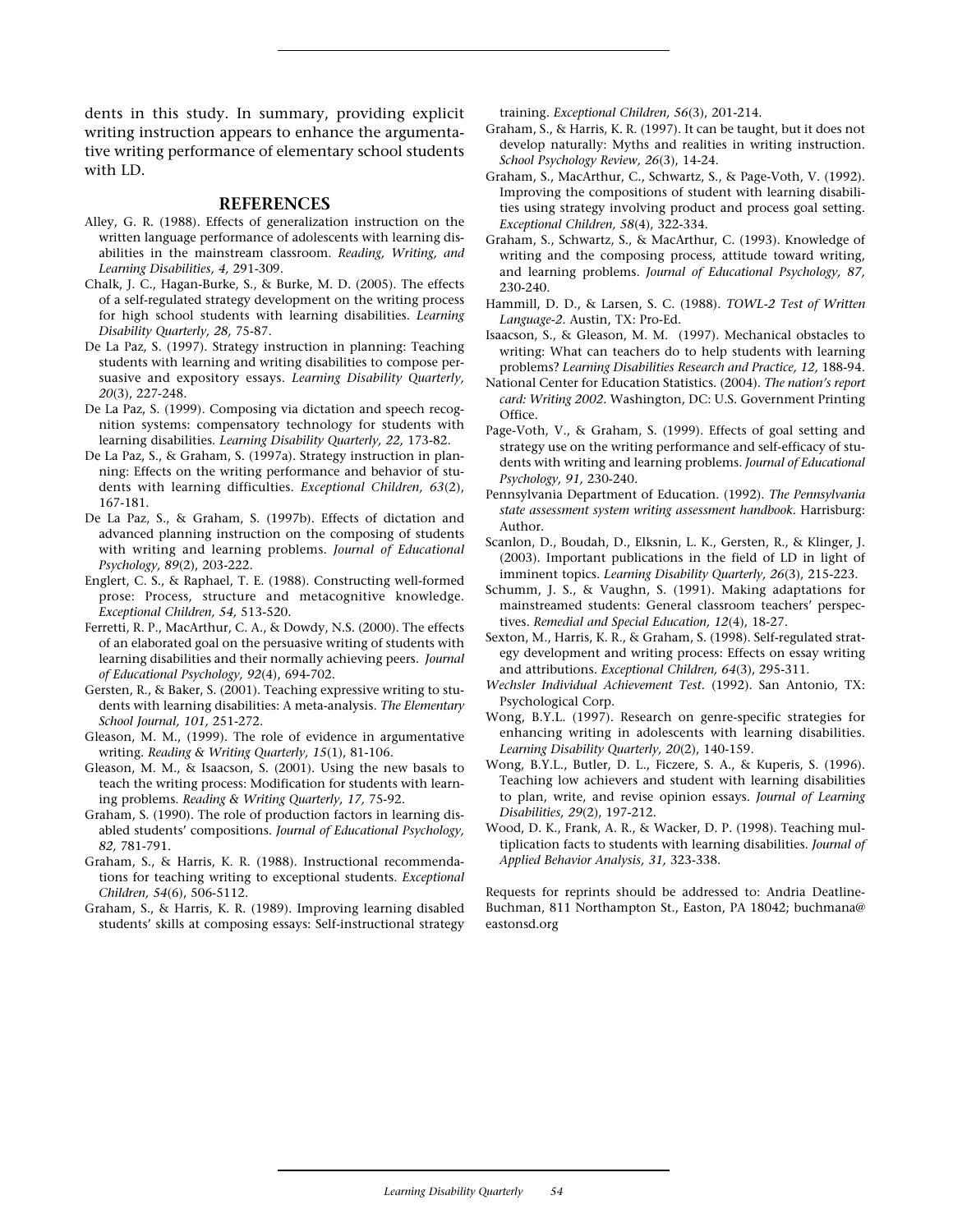dents in this study. In summary, providing explicit writing instruction appears to enhance the argumentative writing performance of elementary school students with LD.

## REFERENCES

Alley, G. R. (1988). Effects of generalization instruction on the written language performance of adolescents with learning disabilities in the mainstream classroom. *Reading, Writing, and Learning Disabilities, 4,* 291-309.

Chalk, J. C., Hagan-Burke, S., & Burke, M. D. (2005). The effects of a self-regulated strategy development on the writing process for high school students with learning disabilities. *Learning Disability Quarterly, 28,* 75-87.

De La Paz, S. (1997). Strategy instruction in planning: Teaching students with learning and writing disabilities to compose persuasive and expository essays. *Learning Disability Quarterly, 20*(3), 227-248.

De La Paz, S. (1999). Composing via dictation and speech recognition systems: compensatory technology for students with learning disabilities. *Learning Disability Quarterly, 22,* 173-82.

De La Paz, S., & Graham, S. (1997a). Strategy instruction in planning: Effects on the writing performance and behavior of students with learning difficulties. *Exceptional Children, 63*(2), 167-181.

De La Paz, S., & Graham, S. (1997b). Effects of dictation and advanced planning instruction on the composing of students with writing and learning problems. *Journal of Educational Psychology, 89*(2), 203-222.

Englert, C. S., & Raphael, T. E. (1988). Constructing well-formed prose: Process, structure and metacognitive knowledge. *Exceptional Children, 54,* 513-520.

Ferretti, R. P., MacArthur, C. A., & Dowdy, N.S. (2000). The effects of an elaborated goal on the persuasive writing of students with learning disabilities and their normally achieving peers. *Journal of Educational Psychology, 92*(4), 694-702.

Gersten, R., & Baker, S. (2001). Teaching expressive writing to students with learning disabilities: A meta-analysis. *The Elementary School Journal, 101,* 251-272.

Gleason, M. M., (1999). The role of evidence in argumentative writing. *Reading & Writing Quarterly, 15*(1), 81-106.

Gleason, M. M., & Isaacson, S. (2001). Using the new basals to teach the writing process: Modification for students with learning problems. *Reading & Writing Quarterly, 17,* 75-92.

Graham, S. (1990). The role of production factors in learning disabled students' compositions. *Journal of Educational Psychology, 82,* 781-791.

Graham, S., & Harris, K. R. (1988). Instructional recommendations for teaching writing to exceptional students. *Exceptional Children, 54*(6), 506-5112.

Graham, S., & Harris, K. R. (1989). Improving learning disabled students' skills at composing essays: Self-instructional strategy training. *Exceptional Children, 56*(3), 201-214.

Graham, S., & Harris, K. R. (1997). It can be taught, but it does not develop naturally: Myths and realities in writing instruction. *School Psychology Review, 26*(3), 14-24.

Graham, S., MacArthur, C., Schwartz, S., & Page-Voth, V. (1992). Improving the compositions of student with learning disabilities using strategy involving product and process goal setting. *Exceptional Children, 58*(4), 322-334.

Graham, S., Schwartz, S., & MacArthur, C. (1993). Knowledge of writing and the composing process, attitude toward writing, and learning problems. *Journal of Educational Psychology, 87,* 230-240.

Hammill, D. D., & Larsen, S. C. (1988). *TOWL-2 Test of Written Language-2.* Austin, TX: Pro-Ed.

Isaacson, S., & Gleason, M. M. (1997). Mechanical obstacles to writing: What can teachers do to help students with learning problems? *Learning Disabilities Research and Practice, 12,* 188-94.

National Center for Education Statistics. (2004). *The nation's report card: Writing 2002.* Washington, DC: U.S. Government Printing Office.

Page-Voth, V., & Graham, S. (1999). Effects of goal setting and strategy use on the writing performance and self-efficacy of students with writing and learning problems. *Journal of Educational Psychology, 91,* 230-240.

Pennsylvania Department of Education. (1992). *The Pennsylvania state assessment system writing assessment handbook.* Harrisburg: Author.

Scanlon, D., Boudah, D., Elksnin, L. K., Gersten, R., & Klinger, J. (2003). Important publications in the field of LD in light of imminent topics. *Learning Disability Quarterly, 26*(3), 215-223.

Schumm, J. S., & Vaughn, S. (1991). Making adaptations for mainstreamed students: General classroom teachers' perspectives. *Remedial and Special Education, 12*(4), 18-27.

Sexton, M., Harris, K. R., & Graham, S. (1998). Self-regulated strategy development and writing process: Effects on essay writing and attributions. *Exceptional Children, 64*(3), 295-311.

*Wechsler Individual Achievement Test.* (1992). San Antonio, TX: Psychological Corp.

Wong, B.Y.L. (1997). Research on genre-specific strategies for enhancing writing in adolescents with learning disabilities. *Learning Disability Quarterly, 20*(2), 140-159.

Wong, B.Y.L., Butler, D. L., Ficzere, S. A., & Kuperis, S. (1996). Teaching low achievers and student with learning disabilities to plan, write, and revise opinion essays. *Journal of Learning Disabilities, 29*(2), 197-212.

Wood, D. K., Frank, A. R., & Wacker, D. P. (1998). Teaching multiplication facts to students with learning disabilities. *Journal of Applied Behavior Analysis, 31,* 323-338.

Requests for reprints should be addressed to: Andria Deatline-Buchman, 811 Northampton St., Easton, PA 18042; buchmana@eastonsd.org